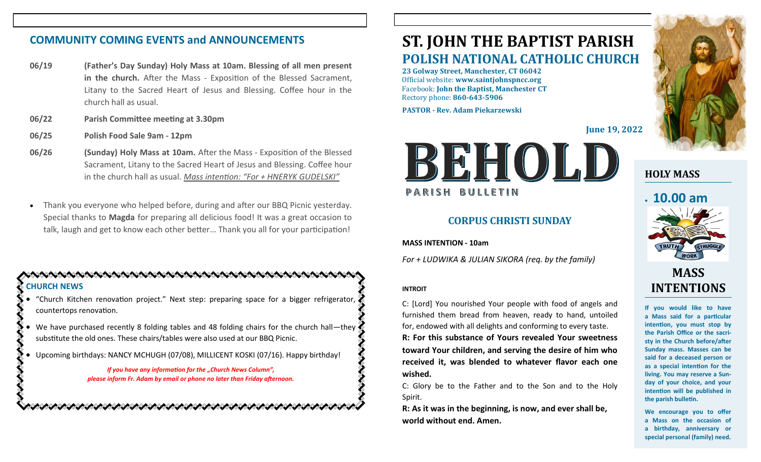## COMMUNITY COMING EVENTS and ANNOUNCEMENTS

**06/19** **(Father's Day Sunday) Holy Mass at 10am. Blessing of all men present in the church.** After the Mass - Exposition of the Blessed Sacrament, Litany to the Sacred Heart of Jesus and Blessing. Coffee hour in the church hall as usual.

**06/22** **Parish Committee meeting at 3.30pm**

**06/25** **Polish Food Sale 9am - 12pm**

**06/26** **(Sunday) Holy Mass at 10am.** After the Mass - Exposition of the Blessed Sacrament, Litany to the Sacred Heart of Jesus and Blessing. Coffee hour in the church hall as usual. *Mass intention: "For + HNERYK GUDELSKI"*

- Thank you everyone who helped before, during and after our BBQ Picnic yesterday. Special thanks to **Magda** for preparing all delicious food! It was a great occasion to talk, laugh and get to know each other better… Thank you all for your participation!

### CHURCH NEWS

- "Church Kitchen renovation project." Next step: preparing space for a bigger refrigerator, countertops renovation.
- We have purchased recently 8 folding tables and 48 folding chairs for the church hall—they substitute the old ones. These chairs/tables were also used at our BBQ Picnic.
- Upcoming birthdays: NANCY MCHUGH (07/08), MILLICENT KOSKI (07/16). Happy birthday!

*If you have any information for the „Church News Column", please inform Fr. Adam by email or phone no later than Friday afternoon.*

# ST. JOHN THE BAPTIST PARISH
## POLISH NATIONAL CATHOLIC CHURCH

**23 Golway Street, Manchester, CT 06042**
Official website: **www.saintjohnspncc.org**
Facebook: **John the Baptist, Manchester CT**
Rectory phone: **860-643-5906**

**PASTOR - Rev. Adam Piekarzewski**

**June 19, 2022**

# BEHOLD
PARISH BULLETIN

### CORPUS CHRISTI SUNDAY

**MASS INTENTION - 10am**

*For + LUDWIKA & JULIAN SIKORA (req. by the family)*

**INTROIT**

C: [Lord] You nourished Your people with food of angels and furnished them bread from heaven, ready to hand, untoiled for, endowed with all delights and conforming to every taste.

**R: For this substance of Yours revealed Your sweetness toward Your children, and serving the desire of him who received it, was blended to whatever flavor each one wished.**

C: Glory be to the Father and to the Son and to the Holy Spirit.

**R: As it was in the beginning, is now, and ever shall be, world without end. Amen.**

### HOLY MASS

- **10.00 am**

TRUTH WORK STRUGGLE

### MASS INTENTIONS

**If you would like to have a Mass said for a particular intention, you must stop by the Parish Office or the sacristy in the Church before/after Sunday mass. Masses can be said for a deceased person or as a special intention for the living. You may reserve a Sunday of your choice, and your intention will be published in the parish bulletin.**

**We encourage you to offer a Mass on the occasion of a birthday, anniversary or special personal (family) need.**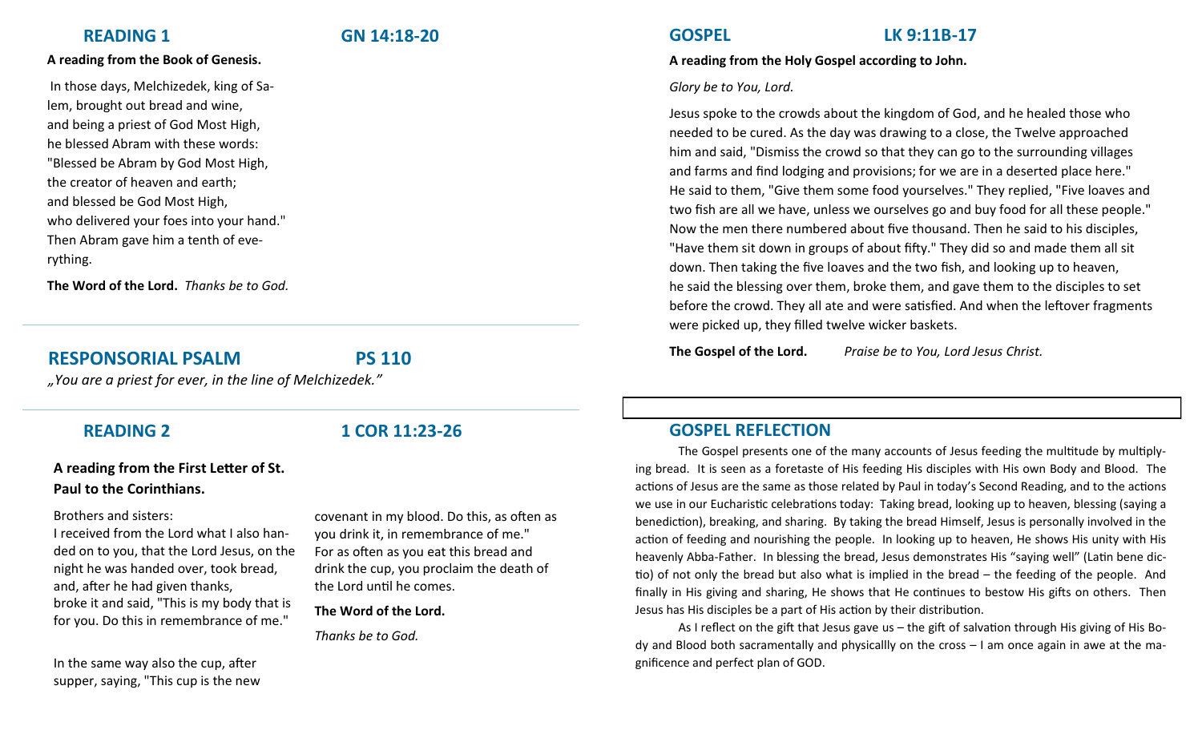## READING 1 GN 14:18-20

**A reading from the Book of Genesis.**

In those days, Melchizedek, king of Salem, brought out bread and wine, and being a priest of God Most High, he blessed Abram with these words: "Blessed be Abram by God Most High, the creator of heaven and earth; and blessed be God Most High, who delivered your foes into your hand." Then Abram gave him a tenth of everything.

**The Word of the Lord.** *Thanks be to God.*

## RESPONSORIAL PSALM PS 110

*„You are a priest for ever, in the line of Melchizedek."*

## READING 2 1 COR 11:23-26

**A reading from the First Letter of St. Paul to the Corinthians.**

Brothers and sisters:
I received from the Lord what I also handed on to you, that the Lord Jesus, on the night he was handed over, took bread, and, after he had given thanks, broke it and said, "This is my body that is for you. Do this in remembrance of me."

In the same way also the cup, after supper, saying, "This cup is the new covenant in my blood. Do this, as often as you drink it, in remembrance of me." For as often as you eat this bread and drink the cup, you proclaim the death of the Lord until he comes.

**The Word of the Lord.**

*Thanks be to God.*

## GOSPEL LK 9:11B-17

**A reading from the Holy Gospel according to John.**

*Glory be to You, Lord.*

Jesus spoke to the crowds about the kingdom of God, and he healed those who needed to be cured. As the day was drawing to a close, the Twelve approached him and said, "Dismiss the crowd so that they can go to the surrounding villages and farms and find lodging and provisions; for we are in a deserted place here." He said to them, "Give them some food yourselves." They replied, "Five loaves and two fish are all we have, unless we ourselves go and buy food for all these people." Now the men there numbered about five thousand. Then he said to his disciples, "Have them sit down in groups of about fifty." They did so and made them all sit down. Then taking the five loaves and the two fish, and looking up to heaven, he said the blessing over them, broke them, and gave them to the disciples to set before the crowd. They all ate and were satisfied. And when the leftover fragments were picked up, they filled twelve wicker baskets.

**The Gospel of the Lord.** *Praise be to You, Lord Jesus Christ.*

## GOSPEL REFLECTION

The Gospel presents one of the many accounts of Jesus feeding the multitude by multiplying bread. It is seen as a foretaste of His feeding His disciples with His own Body and Blood. The actions of Jesus are the same as those related by Paul in today's Second Reading, and to the actions we use in our Eucharistic celebrations today: Taking bread, looking up to heaven, blessing (saying a benediction), breaking, and sharing. By taking the bread Himself, Jesus is personally involved in the action of feeding and nourishing the people. In looking up to heaven, He shows His unity with His heavenly Abba-Father. In blessing the bread, Jesus demonstrates His "saying well" (Latin bene dictio) of not only the bread but also what is implied in the bread – the feeding of the people. And finally in His giving and sharing, He shows that He continues to bestow His gifts on others. Then Jesus has His disciples be a part of His action by their distribution.

As I reflect on the gift that Jesus gave us – the gift of salvation through His giving of His Body and Blood both sacramentally and physicallly on the cross – I am once again in awe at the magnificence and perfect plan of GOD.